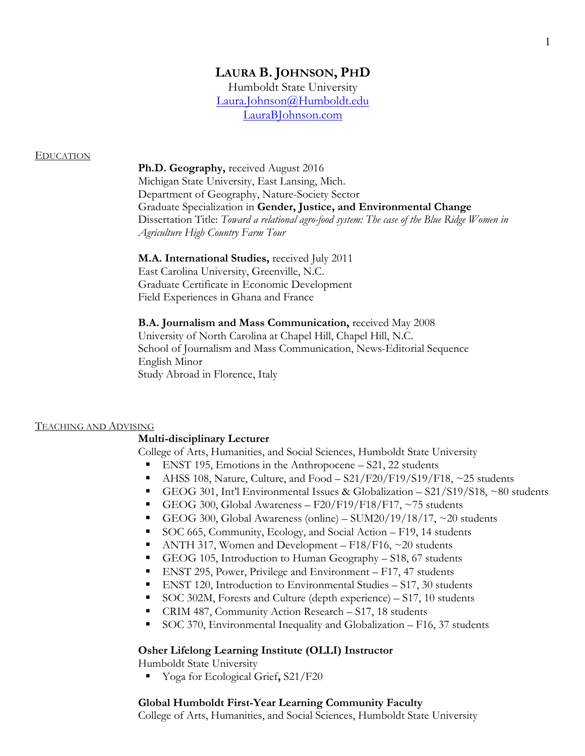# LAURA B. JOHNSON, PHD

Humboldt State University
Laura.Johnson@Humboldt.edu
LauraBJohnson.com

## EDUCATION

**Ph.D. Geography,** received August 2016
Michigan State University, East Lansing, Mich.
Department of Geography, Nature-Society Sector
Graduate Specialization in **Gender, Justice, and Environmental Change**
Dissertation Title: *Toward a relational agro-food system: The case of the Blue Ridge Women in Agriculture High Country Farm Tour*

**M.A. International Studies,** received July 2011
East Carolina University, Greenville, N.C.
Graduate Certificate in Economic Development
Field Experiences in Ghana and France

**B.A. Journalism and Mass Communication,** received May 2008
University of North Carolina at Chapel Hill, Chapel Hill, N.C.
School of Journalism and Mass Communication, News-Editorial Sequence
English Minor
Study Abroad in Florence, Italy

## TEACHING AND ADVISING

**Multi-disciplinary Lecturer**
College of Arts, Humanities, and Social Sciences, Humboldt State University

- ENST 195, Emotions in the Anthropocene – S21, 22 students
- AHSS 108, Nature, Culture, and Food – S21/F20/F19/S19/F18, ~25 students
- GEOG 301, Int'l Environmental Issues & Globalization – S21/S19/S18, ~80 students
- GEOG 300, Global Awareness – F20/F19/F18/F17, ~75 students
- GEOG 300, Global Awareness (online) – SUM20/19/18/17, ~20 students
- SOC 665, Community, Ecology, and Social Action – F19, 14 students
- ANTH 317, Women and Development – F18/F16, ~20 students
- GEOG 105, Introduction to Human Geography – S18, 67 students
- ENST 295, Power, Privilege and Environment – F17, 47 students
- ENST 120, Introduction to Environmental Studies – S17, 30 students
- SOC 302M, Forests and Culture (depth experience) – S17, 10 students
- CRIM 487, Community Action Research – S17, 18 students
- SOC 370, Environmental Inequality and Globalization – F16, 37 students

**Osher Lifelong Learning Institute (OLLI) Instructor**
Humboldt State University

- Yoga for Ecological Grief**,** S21/F20

**Global Humboldt First-Year Learning Community Faculty**
College of Arts, Humanities, and Social Sciences, Humboldt State University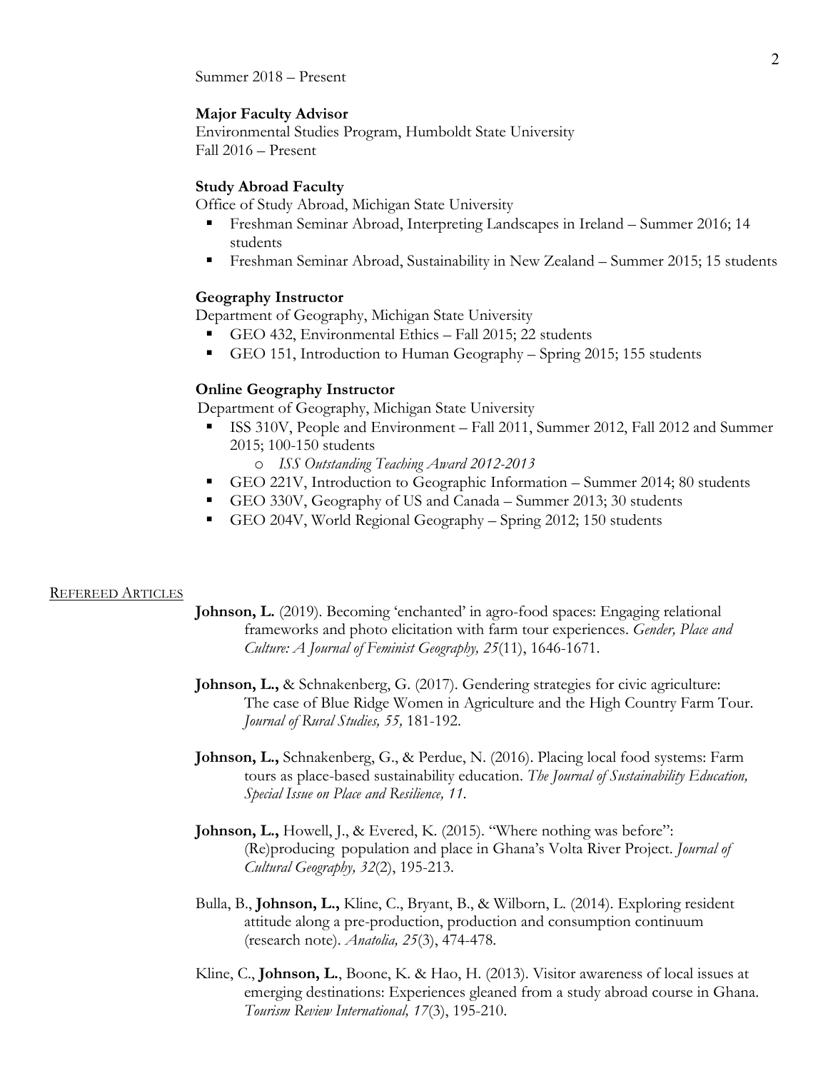Summer 2018 – Present

**Major Faculty Advisor**
Environmental Studies Program, Humboldt State University
Fall 2016 – Present

**Study Abroad Faculty**
Office of Study Abroad, Michigan State University

- Freshman Seminar Abroad, Interpreting Landscapes in Ireland – Summer 2016; 14 students
- Freshman Seminar Abroad, Sustainability in New Zealand – Summer 2015; 15 students

**Geography Instructor**
Department of Geography, Michigan State University

- GEO 432, Environmental Ethics – Fall 2015; 22 students
- GEO 151, Introduction to Human Geography – Spring 2015; 155 students

**Online Geography Instructor**
Department of Geography, Michigan State University

- ISS 310V, People and Environment – Fall 2011, Summer 2012, Fall 2012 and Summer 2015; 100-150 students
  - *ISS Outstanding Teaching Award 2012-2013*
- GEO 221V, Introduction to Geographic Information – Summer 2014; 80 students
- GEO 330V, Geography of US and Canada – Summer 2013; 30 students
- GEO 204V, World Regional Geography – Spring 2012; 150 students

## REFEREED ARTICLES

**Johnson, L.** (2019). Becoming 'enchanted' in agro-food spaces: Engaging relational frameworks and photo elicitation with farm tour experiences. *Gender, Place and Culture: A Journal of Feminist Geography, 25*(11), 1646-1671.

**Johnson, L.,** & Schnakenberg, G. (2017). Gendering strategies for civic agriculture: The case of Blue Ridge Women in Agriculture and the High Country Farm Tour. *Journal of Rural Studies, 55,* 181-192.

**Johnson, L.,** Schnakenberg, G., & Perdue, N. (2016). Placing local food systems: Farm tours as place-based sustainability education. *The Journal of Sustainability Education, Special Issue on Place and Resilience, 11.*

**Johnson, L.,** Howell, J., & Evered, K. (2015). "Where nothing was before": (Re)producing population and place in Ghana's Volta River Project. *Journal of Cultural Geography, 32*(2), 195-213.

Bulla, B., **Johnson, L.,** Kline, C., Bryant, B., & Wilborn, L. (2014). Exploring resident attitude along a pre-production, production and consumption continuum (research note). *Anatolia, 25*(3), 474-478.

Kline, C., **Johnson, L.**, Boone, K. & Hao, H. (2013). Visitor awareness of local issues at emerging destinations: Experiences gleaned from a study abroad course in Ghana. *Tourism Review International, 17*(3), 195-210.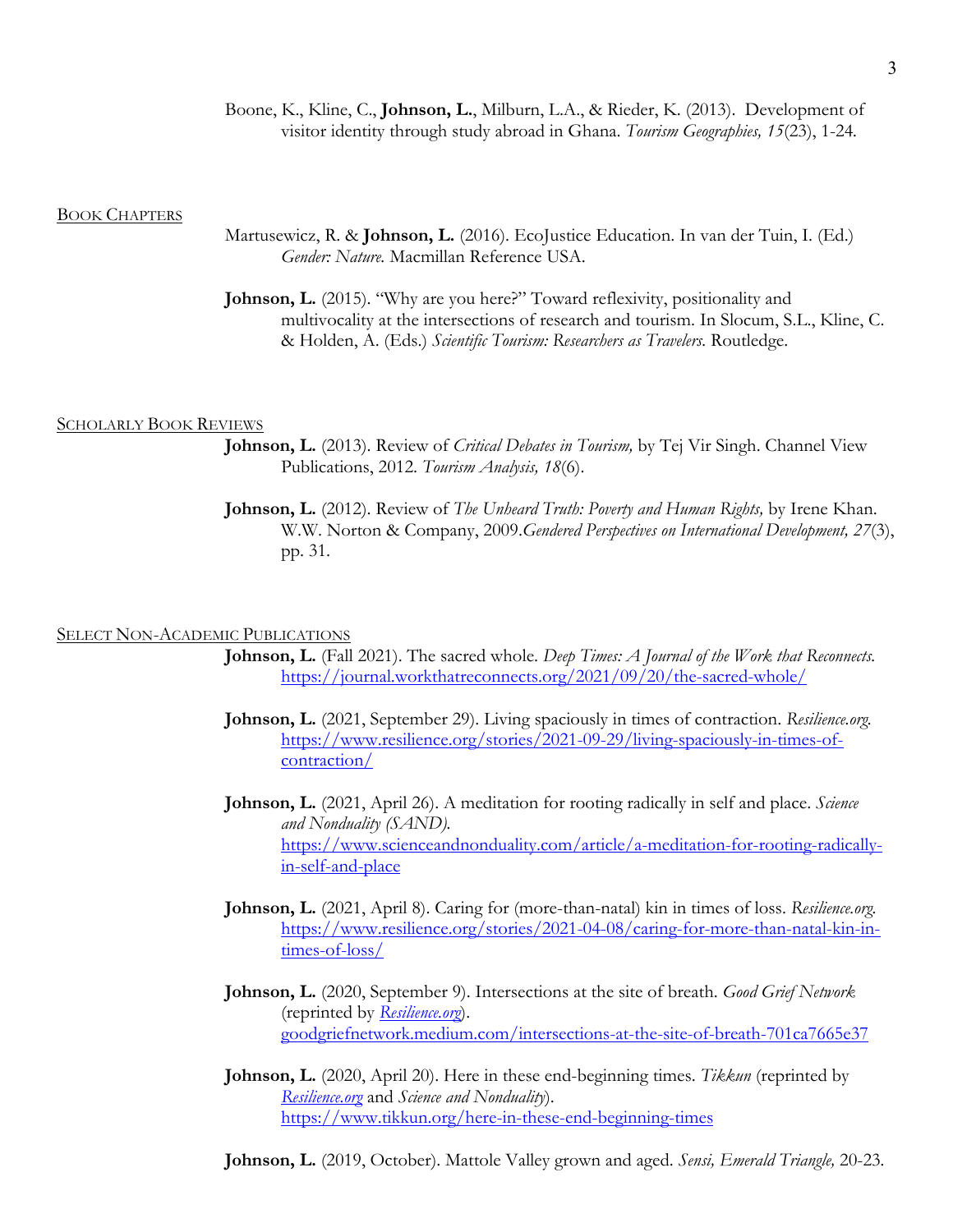Boone, K., Kline, C., **Johnson, L.**, Milburn, L.A., & Rieder, K. (2013). Development of visitor identity through study abroad in Ghana. *Tourism Geographies, 15*(23), 1-24.

## BOOK CHAPTERS

Martusewicz, R. & **Johnson, L.** (2016). EcoJustice Education. In van der Tuin, I. (Ed.) *Gender: Nature.* Macmillan Reference USA.

**Johnson, L.** (2015). "Why are you here?" Toward reflexivity, positionality and multivocality at the intersections of research and tourism. In Slocum, S.L., Kline, C. & Holden, A. (Eds.) *Scientific Tourism: Researchers as Travelers.* Routledge.

## SCHOLARLY BOOK REVIEWS

**Johnson, L.** (2013). Review of *Critical Debates in Tourism,* by Tej Vir Singh. Channel View Publications, 2012. *Tourism Analysis, 18*(6).

**Johnson, L.** (2012). Review of *The Unheard Truth: Poverty and Human Rights,* by Irene Khan. W.W. Norton & Company, 2009.*Gendered Perspectives on International Development, 27*(3), pp. 31.

## SELECT NON-ACADEMIC PUBLICATIONS

**Johnson, L.** (Fall 2021). The sacred whole. *Deep Times: A Journal of the Work that Reconnects.* https://journal.workthatreconnects.org/2021/09/20/the-sacred-whole/

**Johnson, L.** (2021, September 29). Living spaciously in times of contraction. *Resilience.org.* https://www.resilience.org/stories/2021-09-29/living-spaciously-in-times-of-contraction/

**Johnson, L.** (2021, April 26). A meditation for rooting radically in self and place. *Science and Nonduality (SAND).* https://www.scienceandnonduality.com/article/a-meditation-for-rooting-radically-in-self-and-place

**Johnson, L.** (2021, April 8). Caring for (more-than-natal) kin in times of loss. *Resilience.org.* https://www.resilience.org/stories/2021-04-08/caring-for-more-than-natal-kin-in-times-of-loss/

**Johnson, L.** (2020, September 9). Intersections at the site of breath. *Good Grief Network* (reprinted by *Resilience.org*). goodgriefnetwork.medium.com/intersections-at-the-site-of-breath-701ca7665e37

**Johnson, L.** (2020, April 20). Here in these end-beginning times. *Tikkun* (reprinted by *Resilience.org* and *Science and Nonduality*). https://www.tikkun.org/here-in-these-end-beginning-times

**Johnson, L.** (2019, October). Mattole Valley grown and aged. *Sensi, Emerald Triangle,* 20-23.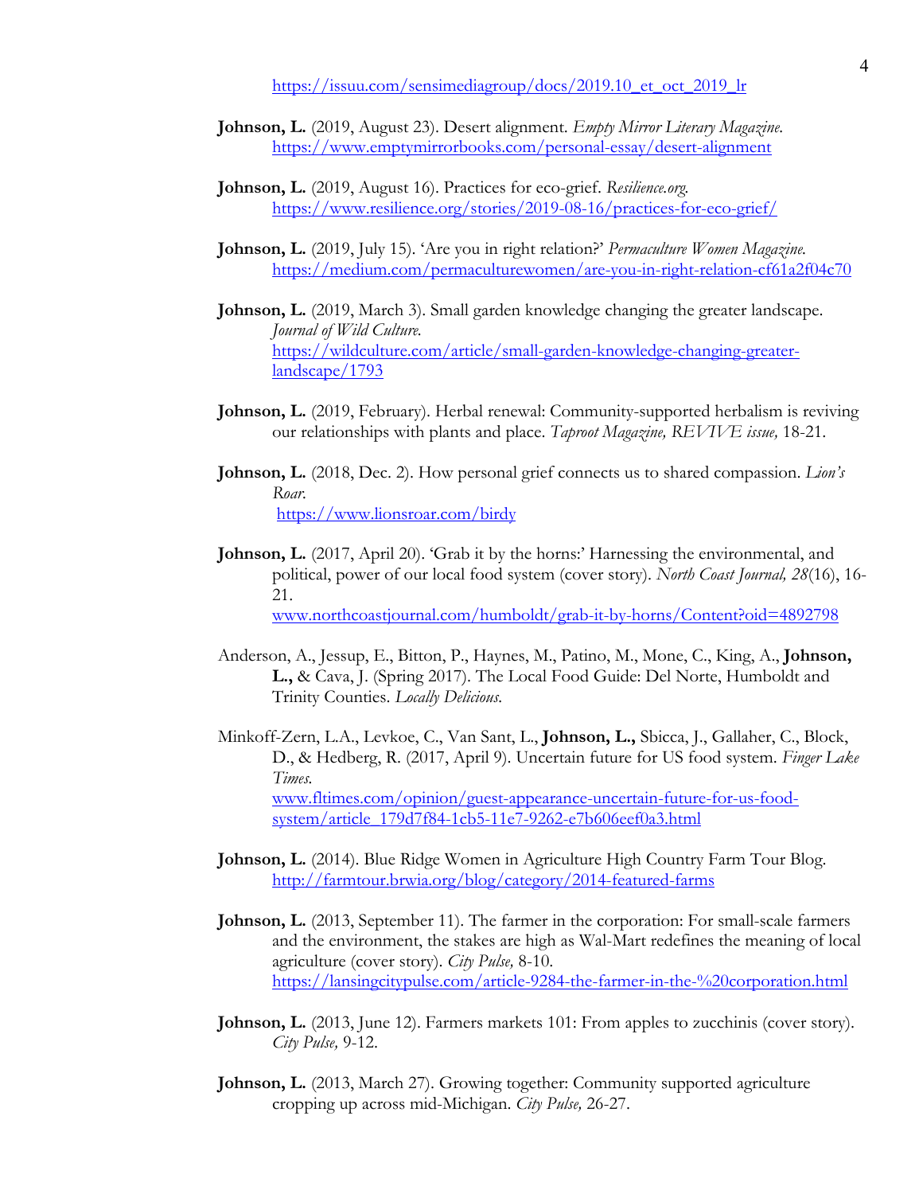https://issuu.com/sensimediagroup/docs/2019.10_et_oct_2019_lr

**Johnson, L.** (2019, August 23). Desert alignment. *Empty Mirror Literary Magazine.* https://www.emptymirrorbooks.com/personal-essay/desert-alignment

**Johnson, L.** (2019, August 16). Practices for eco-grief. *Resilience.org.* https://www.resilience.org/stories/2019-08-16/practices-for-eco-grief/

**Johnson, L.** (2019, July 15). 'Are you in right relation?' *Permaculture Women Magazine.* https://medium.com/permaculturewomen/are-you-in-right-relation-cf61a2f04c70

**Johnson, L.** (2019, March 3). Small garden knowledge changing the greater landscape. *Journal of Wild Culture.* https://wildculture.com/article/small-garden-knowledge-changing-greater-landscape/1793

**Johnson, L.** (2019, February). Herbal renewal: Community-supported herbalism is reviving our relationships with plants and place. *Taproot Magazine, REVIVE issue,* 18-21.

**Johnson, L.** (2018, Dec. 2). How personal grief connects us to shared compassion. *Lion's Roar.* https://www.lionsroar.com/birdy

**Johnson, L.** (2017, April 20). 'Grab it by the horns:' Harnessing the environmental, and political, power of our local food system (cover story). *North Coast Journal, 28*(16), 16-21. www.northcoastjournal.com/humboldt/grab-it-by-horns/Content?oid=4892798

Anderson, A., Jessup, E., Bitton, P., Haynes, M., Patino, M., Mone, C., King, A., **Johnson, L.,** & Cava, J. (Spring 2017). The Local Food Guide: Del Norte, Humboldt and Trinity Counties. *Locally Delicious.*

Minkoff-Zern, L.A., Levkoe, C., Van Sant, L., **Johnson, L.,** Sbicca, J., Gallaher, C., Block, D., & Hedberg, R. (2017, April 9). Uncertain future for US food system. *Finger Lake Times.* www.fltimes.com/opinion/guest-appearance-uncertain-future-for-us-food-system/article_179d7f84-1cb5-11e7-9262-e7b606eef0a3.html

**Johnson, L.** (2014). Blue Ridge Women in Agriculture High Country Farm Tour Blog. http://farmtour.brwia.org/blog/category/2014-featured-farms

**Johnson, L.** (2013, September 11). The farmer in the corporation: For small-scale farmers and the environment, the stakes are high as Wal-Mart redefines the meaning of local agriculture (cover story). *City Pulse,* 8-10. https://lansingcitypulse.com/article-9284-the-farmer-in-the-%20corporation.html

**Johnson, L.** (2013, June 12). Farmers markets 101: From apples to zucchinis (cover story). *City Pulse,* 9-12.

**Johnson, L.** (2013, March 27). Growing together: Community supported agriculture cropping up across mid-Michigan. *City Pulse,* 26-27.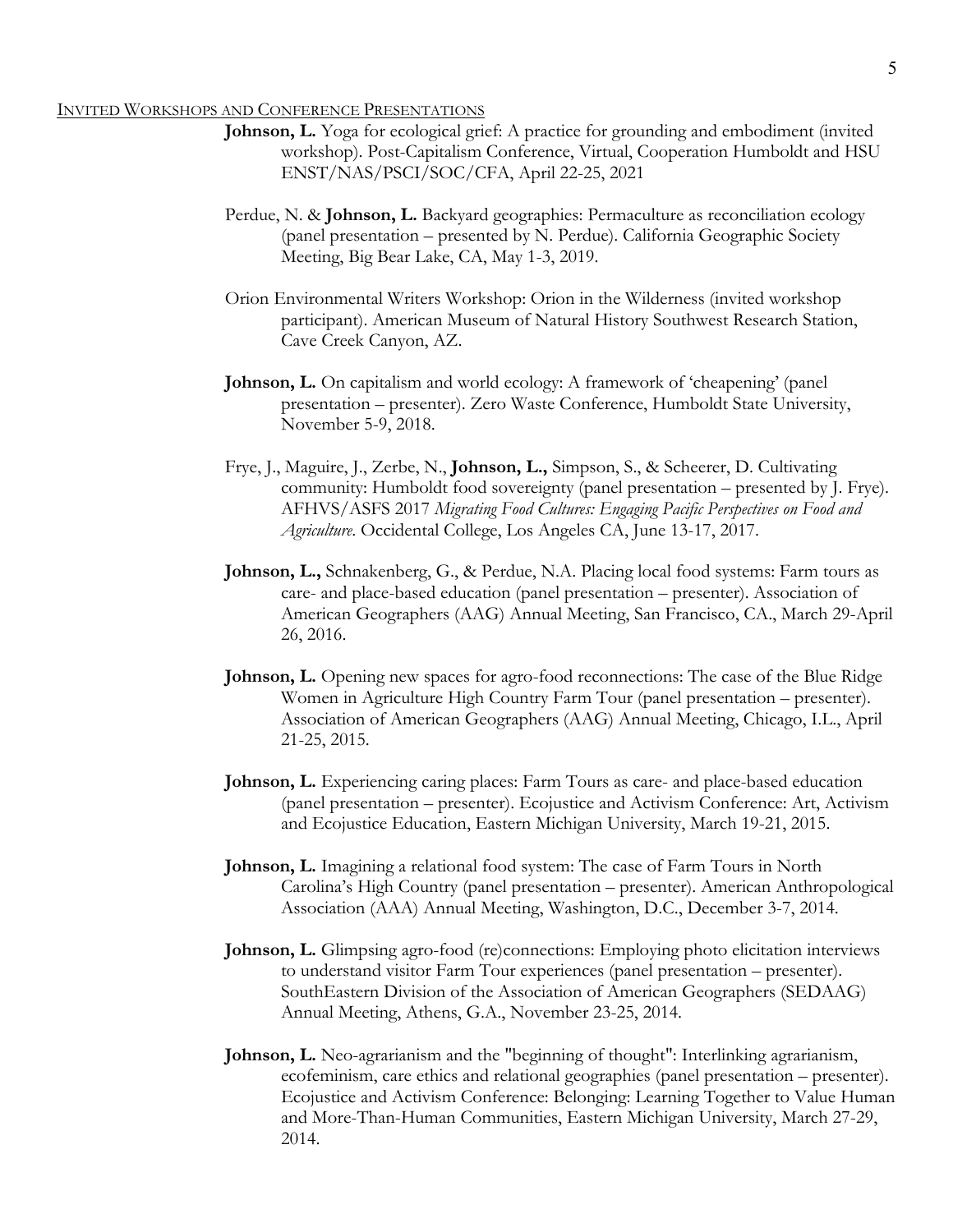## INVITED WORKSHOPS AND CONFERENCE PRESENTATIONS

**Johnson, L.** Yoga for ecological grief: A practice for grounding and embodiment (invited workshop). Post-Capitalism Conference, Virtual, Cooperation Humboldt and HSU ENST/NAS/PSCI/SOC/CFA, April 22-25, 2021

Perdue, N. & **Johnson, L.** Backyard geographies: Permaculture as reconciliation ecology (panel presentation – presented by N. Perdue). California Geographic Society Meeting, Big Bear Lake, CA, May 1-3, 2019.

Orion Environmental Writers Workshop: Orion in the Wilderness (invited workshop participant). American Museum of Natural History Southwest Research Station, Cave Creek Canyon, AZ.

**Johnson, L.** On capitalism and world ecology: A framework of 'cheapening' (panel presentation – presenter). Zero Waste Conference, Humboldt State University, November 5-9, 2018.

Frye, J., Maguire, J., Zerbe, N., **Johnson, L.,** Simpson, S., & Scheerer, D. Cultivating community: Humboldt food sovereignty (panel presentation – presented by J. Frye). AFHVS/ASFS 2017 *Migrating Food Cultures: Engaging Pacific Perspectives on Food and Agriculture*. Occidental College, Los Angeles CA, June 13-17, 2017.

**Johnson, L.,** Schnakenberg, G., & Perdue, N.A. Placing local food systems: Farm tours as care- and place-based education (panel presentation – presenter). Association of American Geographers (AAG) Annual Meeting, San Francisco, CA., March 29-April 26, 2016.

**Johnson, L.** Opening new spaces for agro-food reconnections: The case of the Blue Ridge Women in Agriculture High Country Farm Tour (panel presentation – presenter). Association of American Geographers (AAG) Annual Meeting, Chicago, I.L., April 21-25, 2015.

**Johnson, L.** Experiencing caring places: Farm Tours as care- and place-based education (panel presentation – presenter). Ecojustice and Activism Conference: Art, Activism and Ecojustice Education, Eastern Michigan University, March 19-21, 2015.

**Johnson, L.** Imagining a relational food system: The case of Farm Tours in North Carolina's High Country (panel presentation – presenter). American Anthropological Association (AAA) Annual Meeting, Washington, D.C., December 3-7, 2014.

**Johnson, L.** Glimpsing agro-food (re)connections: Employing photo elicitation interviews to understand visitor Farm Tour experiences (panel presentation – presenter). SouthEastern Division of the Association of American Geographers (SEDAAG) Annual Meeting, Athens, G.A., November 23-25, 2014.

**Johnson, L.** Neo-agrarianism and the "beginning of thought": Interlinking agrarianism, ecofeminism, care ethics and relational geographies (panel presentation – presenter). Ecojustice and Activism Conference: Belonging: Learning Together to Value Human and More-Than-Human Communities, Eastern Michigan University, March 27-29, 2014.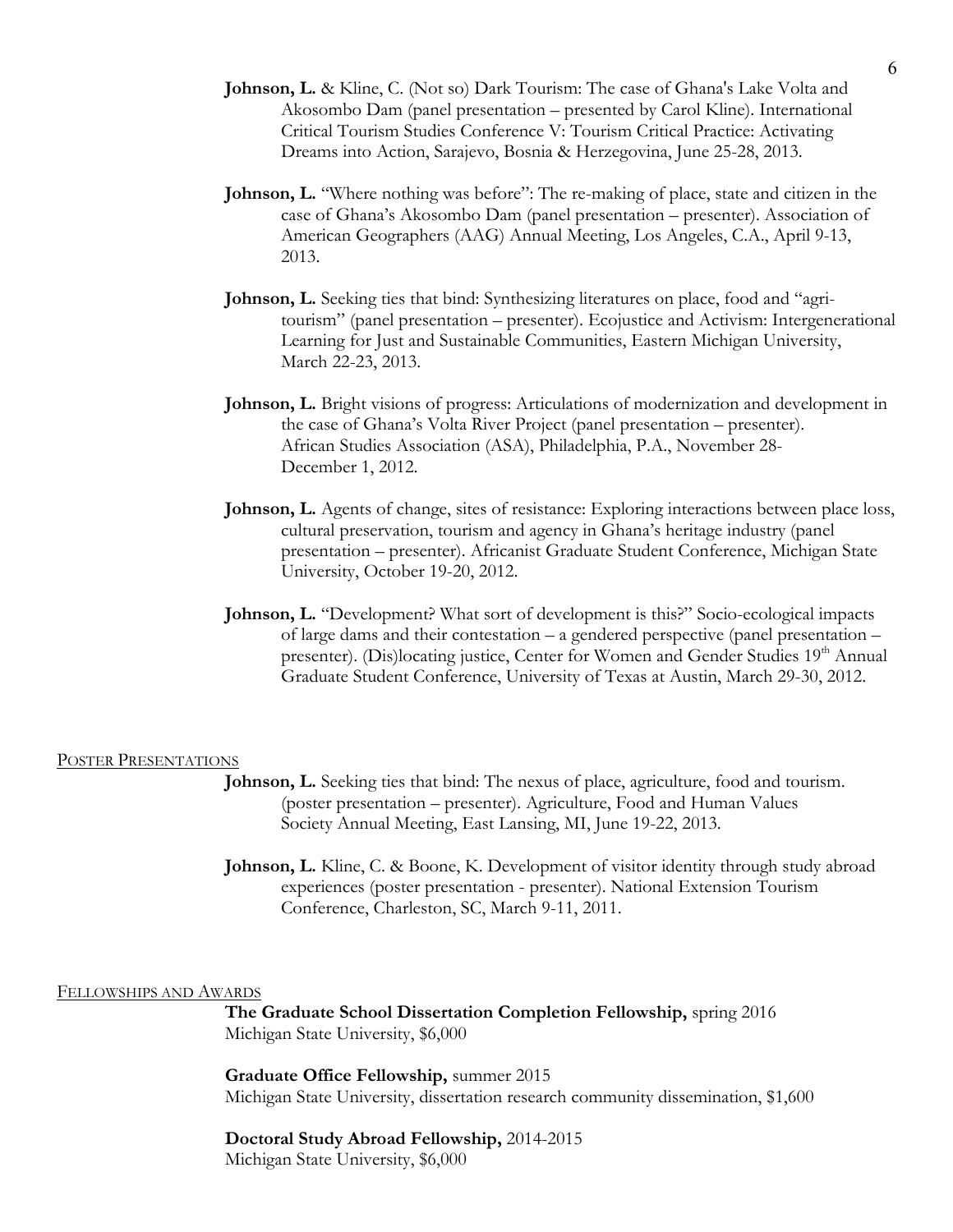**Johnson, L.** & Kline, C. (Not so) Dark Tourism: The case of Ghana's Lake Volta and Akosombo Dam (panel presentation – presented by Carol Kline). International Critical Tourism Studies Conference V: Tourism Critical Practice: Activating Dreams into Action, Sarajevo, Bosnia & Herzegovina, June 25-28, 2013.

**Johnson, L.** "Where nothing was before": The re-making of place, state and citizen in the case of Ghana's Akosombo Dam (panel presentation – presenter). Association of American Geographers (AAG) Annual Meeting, Los Angeles, C.A., April 9-13, 2013.

**Johnson, L.** Seeking ties that bind: Synthesizing literatures on place, food and "agri-tourism" (panel presentation – presenter). Ecojustice and Activism: Intergenerational Learning for Just and Sustainable Communities, Eastern Michigan University, March 22-23, 2013.

**Johnson, L.** Bright visions of progress: Articulations of modernization and development in the case of Ghana's Volta River Project (panel presentation – presenter). African Studies Association (ASA), Philadelphia, P.A., November 28-December 1, 2012.

**Johnson, L.** Agents of change, sites of resistance: Exploring interactions between place loss, cultural preservation, tourism and agency in Ghana's heritage industry (panel presentation – presenter). Africanist Graduate Student Conference, Michigan State University, October 19-20, 2012.

**Johnson, L.** "Development? What sort of development is this?" Socio-ecological impacts of large dams and their contestation – a gendered perspective (panel presentation – presenter). (Dis)locating justice, Center for Women and Gender Studies 19th Annual Graduate Student Conference, University of Texas at Austin, March 29-30, 2012.

## Poster Presentations

**Johnson, L.** Seeking ties that bind: The nexus of place, agriculture, food and tourism. (poster presentation – presenter). Agriculture, Food and Human Values Society Annual Meeting, East Lansing, MI, June 19-22, 2013.

**Johnson, L.** Kline, C. & Boone, K. Development of visitor identity through study abroad experiences (poster presentation - presenter). National Extension Tourism Conference, Charleston, SC, March 9-11, 2011.

## Fellowships and Awards

**The Graduate School Dissertation Completion Fellowship,** spring 2016
Michigan State University, $6,000

**Graduate Office Fellowship,** summer 2015
Michigan State University, dissertation research community dissemination, $1,600

**Doctoral Study Abroad Fellowship,** 2014-2015
Michigan State University, $6,000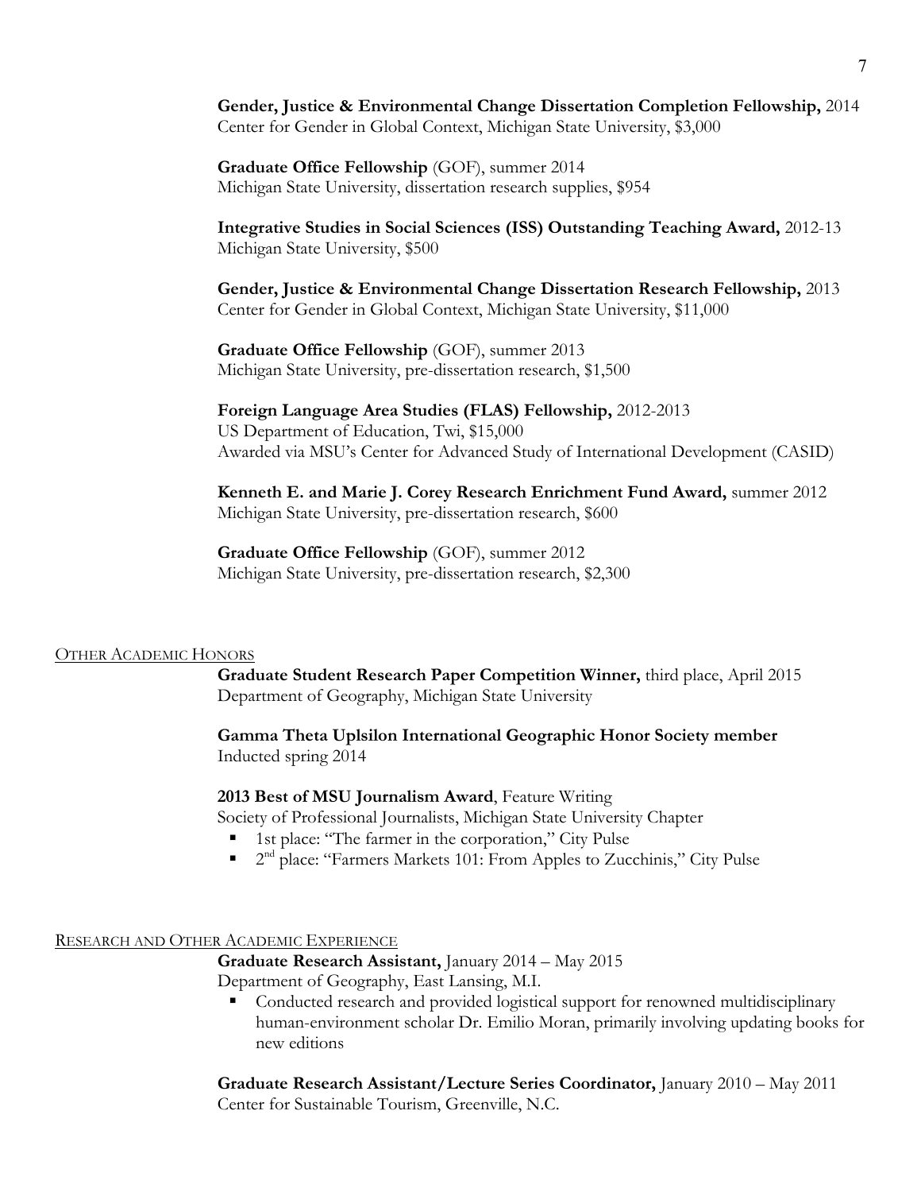**Gender, Justice & Environmental Change Dissertation Completion Fellowship,** 2014
Center for Gender in Global Context, Michigan State University, $3,000

**Graduate Office Fellowship** (GOF), summer 2014
Michigan State University, dissertation research supplies, $954

**Integrative Studies in Social Sciences (ISS) Outstanding Teaching Award,** 2012-13
Michigan State University, $500

**Gender, Justice & Environmental Change Dissertation Research Fellowship,** 2013
Center for Gender in Global Context, Michigan State University, $11,000

**Graduate Office Fellowship** (GOF), summer 2013
Michigan State University, pre-dissertation research, $1,500

**Foreign Language Area Studies (FLAS) Fellowship,** 2012-2013
US Department of Education, Twi, $15,000
Awarded via MSU's Center for Advanced Study of International Development (CASID)

**Kenneth E. and Marie J. Corey Research Enrichment Fund Award,** summer 2012
Michigan State University, pre-dissertation research, $600

**Graduate Office Fellowship** (GOF), summer 2012
Michigan State University, pre-dissertation research, $2,300

## Other Academic Honors

**Graduate Student Research Paper Competition Winner,** third place, April 2015
Department of Geography, Michigan State University

**Gamma Theta Uplsilon International Geographic Honor Society member**
Inducted spring 2014

**2013 Best of MSU Journalism Award**, Feature Writing
Society of Professional Journalists, Michigan State University Chapter

- 1st place: "The farmer in the corporation," City Pulse
- 2nd place: "Farmers Markets 101: From Apples to Zucchinis," City Pulse

## Research and Other Academic Experience

**Graduate Research Assistant,** January 2014 – May 2015
Department of Geography, East Lansing, M.I.

- Conducted research and provided logistical support for renowned multidisciplinary human-environment scholar Dr. Emilio Moran, primarily involving updating books for new editions

**Graduate Research Assistant/Lecture Series Coordinator,** January 2010 – May 2011
Center for Sustainable Tourism, Greenville, N.C.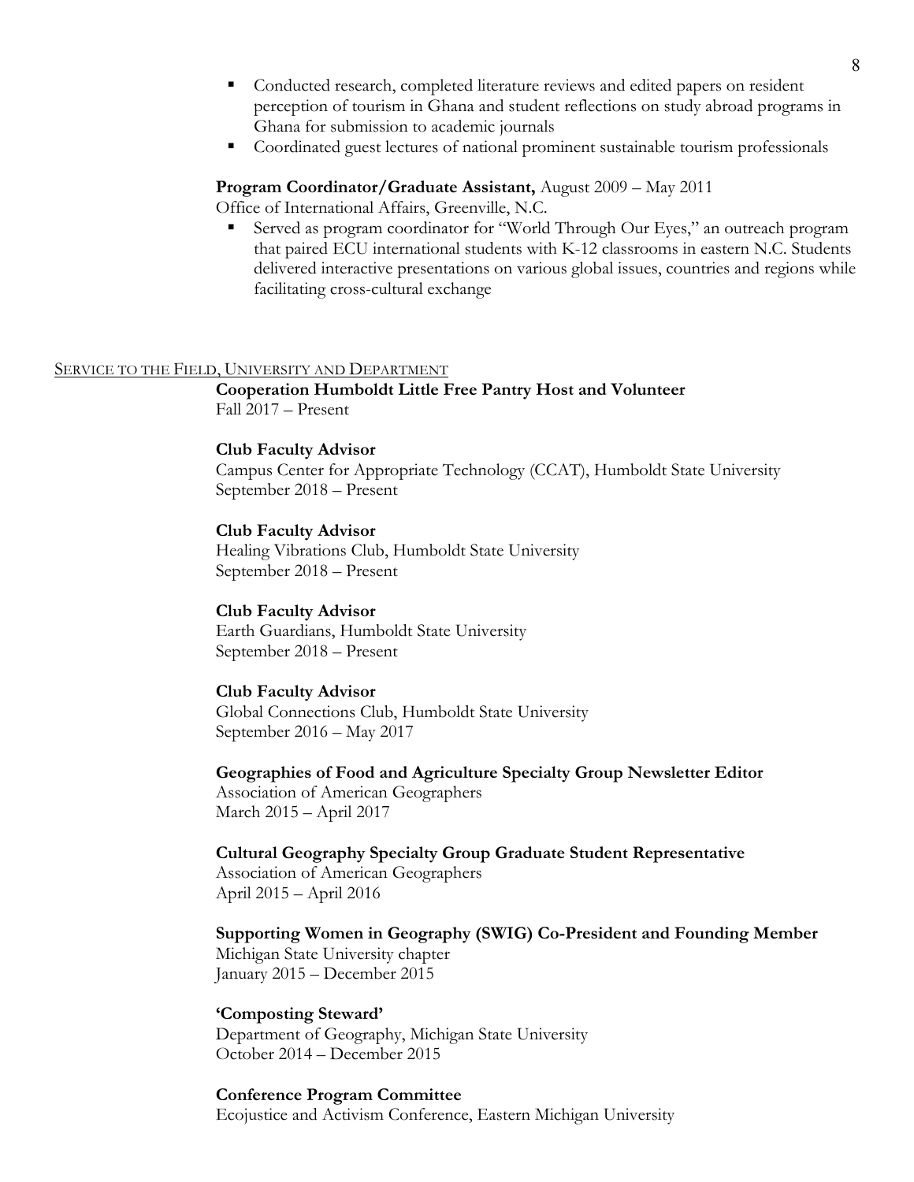- Conducted research, completed literature reviews and edited papers on resident perception of tourism in Ghana and student reflections on study abroad programs in Ghana for submission to academic journals
- Coordinated guest lectures of national prominent sustainable tourism professionals

**Program Coordinator/Graduate Assistant,** August 2009 – May 2011
Office of International Affairs, Greenville, N.C.

- Served as program coordinator for "World Through Our Eyes," an outreach program that paired ECU international students with K-12 classrooms in eastern N.C. Students delivered interactive presentations on various global issues, countries and regions while facilitating cross-cultural exchange

## SERVICE TO THE FIELD, UNIVERSITY AND DEPARTMENT

**Cooperation Humboldt Little Free Pantry Host and Volunteer**
Fall 2017 – Present

**Club Faculty Advisor**
Campus Center for Appropriate Technology (CCAT), Humboldt State University
September 2018 – Present

**Club Faculty Advisor**
Healing Vibrations Club, Humboldt State University
September 2018 – Present

**Club Faculty Advisor**
Earth Guardians, Humboldt State University
September 2018 – Present

**Club Faculty Advisor**
Global Connections Club, Humboldt State University
September 2016 – May 2017

**Geographies of Food and Agriculture Specialty Group Newsletter Editor**
Association of American Geographers
March 2015 – April 2017

**Cultural Geography Specialty Group Graduate Student Representative**
Association of American Geographers
April 2015 – April 2016

**Supporting Women in Geography (SWIG) Co-President and Founding Member**
Michigan State University chapter
January 2015 – December 2015

**'Composting Steward'**
Department of Geography, Michigan State University
October 2014 – December 2015

**Conference Program Committee**
Ecojustice and Activism Conference, Eastern Michigan University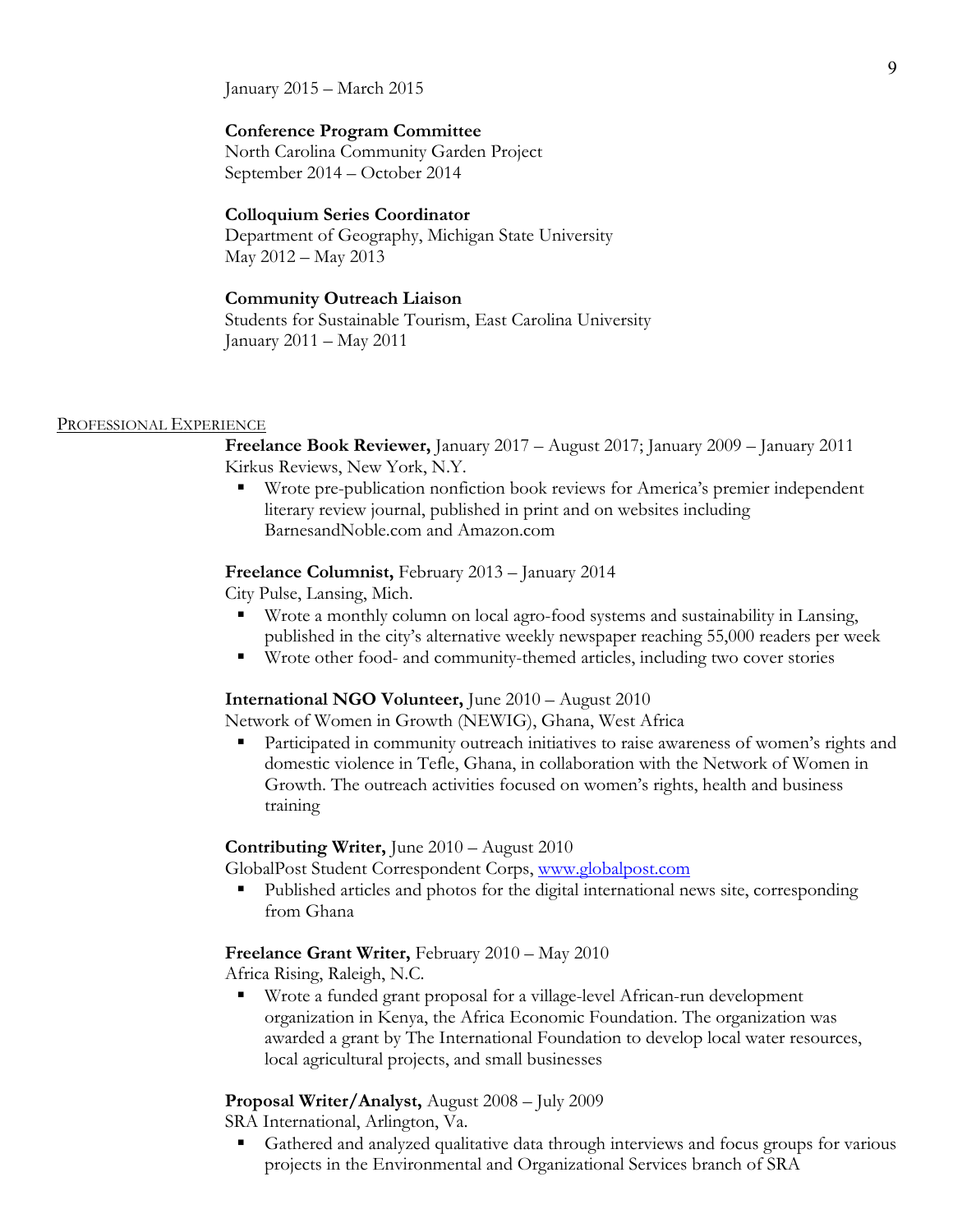January 2015 – March 2015

**Conference Program Committee**
North Carolina Community Garden Project
September 2014 – October 2014

**Colloquium Series Coordinator**
Department of Geography, Michigan State University
May 2012 – May 2013

**Community Outreach Liaison**
Students for Sustainable Tourism, East Carolina University
January 2011 – May 2011

## PROFESSIONAL EXPERIENCE

**Freelance Book Reviewer,** January 2017 – August 2017; January 2009 – January 2011
Kirkus Reviews, New York, N.Y.

- Wrote pre-publication nonfiction book reviews for America's premier independent literary review journal, published in print and on websites including BarnesandNoble.com and Amazon.com

**Freelance Columnist,** February 2013 – January 2014
City Pulse, Lansing, Mich.

- Wrote a monthly column on local agro-food systems and sustainability in Lansing, published in the city's alternative weekly newspaper reaching 55,000 readers per week
- Wrote other food- and community-themed articles, including two cover stories

**International NGO Volunteer,** June 2010 – August 2010
Network of Women in Growth (NEWIG), Ghana, West Africa

- Participated in community outreach initiatives to raise awareness of women's rights and domestic violence in Tefle, Ghana, in collaboration with the Network of Women in Growth. The outreach activities focused on women's rights, health and business training

**Contributing Writer,** June 2010 – August 2010
GlobalPost Student Correspondent Corps, www.globalpost.com

- Published articles and photos for the digital international news site, corresponding from Ghana

**Freelance Grant Writer,** February 2010 – May 2010
Africa Rising, Raleigh, N.C.

- Wrote a funded grant proposal for a village-level African-run development organization in Kenya, the Africa Economic Foundation. The organization was awarded a grant by The International Foundation to develop local water resources, local agricultural projects, and small businesses

**Proposal Writer/Analyst,** August 2008 – July 2009
SRA International, Arlington, Va.

- Gathered and analyzed qualitative data through interviews and focus groups for various projects in the Environmental and Organizational Services branch of SRA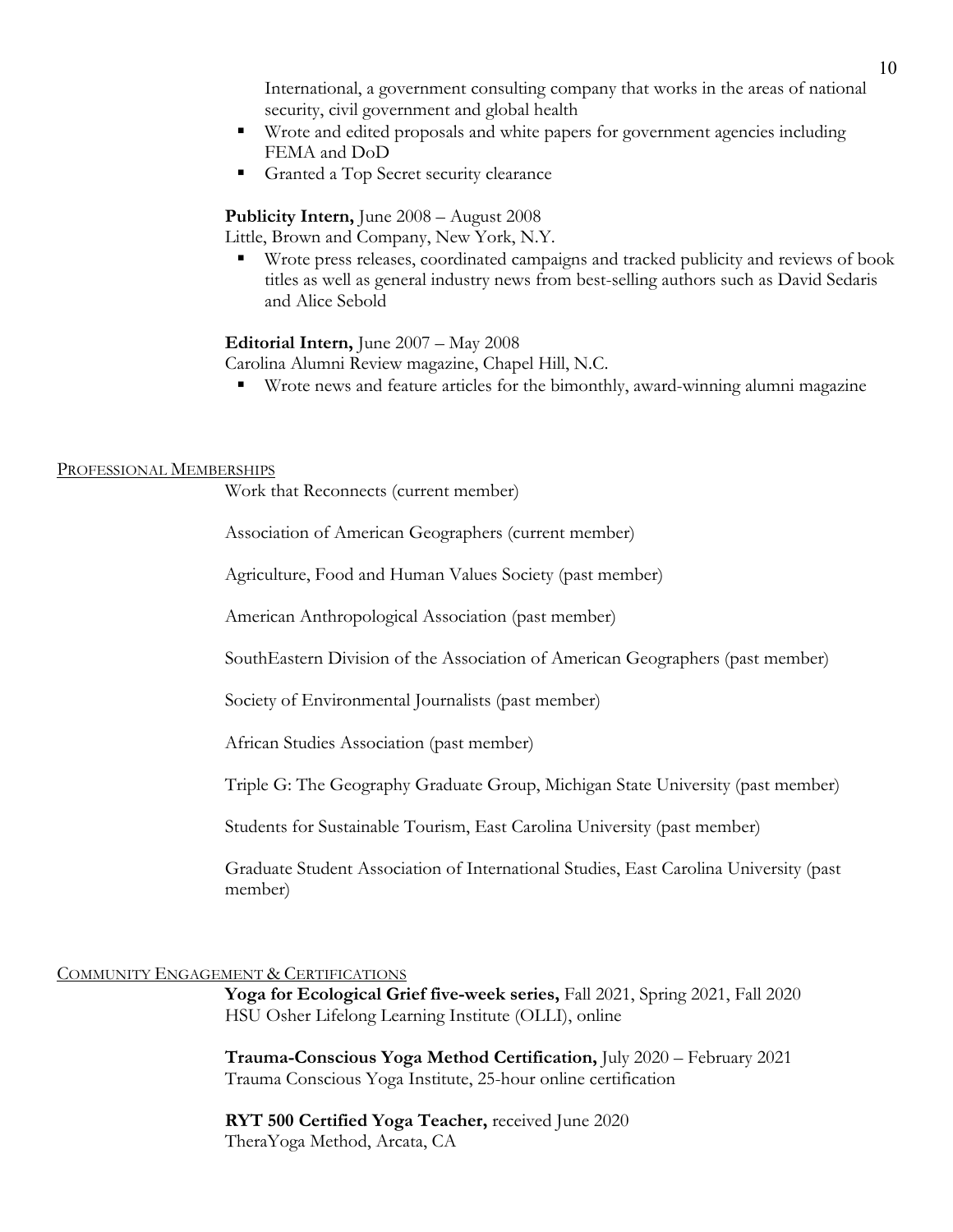International, a government consulting company that works in the areas of national security, civil government and global health

- Wrote and edited proposals and white papers for government agencies including FEMA and DoD
- Granted a Top Secret security clearance

**Publicity Intern,** June 2008 – August 2008
Little, Brown and Company, New York, N.Y.

- Wrote press releases, coordinated campaigns and tracked publicity and reviews of book titles as well as general industry news from best-selling authors such as David Sedaris and Alice Sebold

**Editorial Intern,** June 2007 – May 2008
Carolina Alumni Review magazine, Chapel Hill, N.C.

- Wrote news and feature articles for the bimonthly, award-winning alumni magazine

## Professional Memberships

Work that Reconnects (current member)

Association of American Geographers (current member)

Agriculture, Food and Human Values Society (past member)

American Anthropological Association (past member)

SouthEastern Division of the Association of American Geographers (past member)

Society of Environmental Journalists (past member)

African Studies Association (past member)

Triple G: The Geography Graduate Group, Michigan State University (past member)

Students for Sustainable Tourism, East Carolina University (past member)

Graduate Student Association of International Studies, East Carolina University (past member)

## Community Engagement & Certifications

**Yoga for Ecological Grief five-week series,** Fall 2021, Spring 2021, Fall 2020
HSU Osher Lifelong Learning Institute (OLLI), online

**Trauma-Conscious Yoga Method Certification,** July 2020 – February 2021
Trauma Conscious Yoga Institute, 25-hour online certification

**RYT 500 Certified Yoga Teacher,** received June 2020
TheraYoga Method, Arcata, CA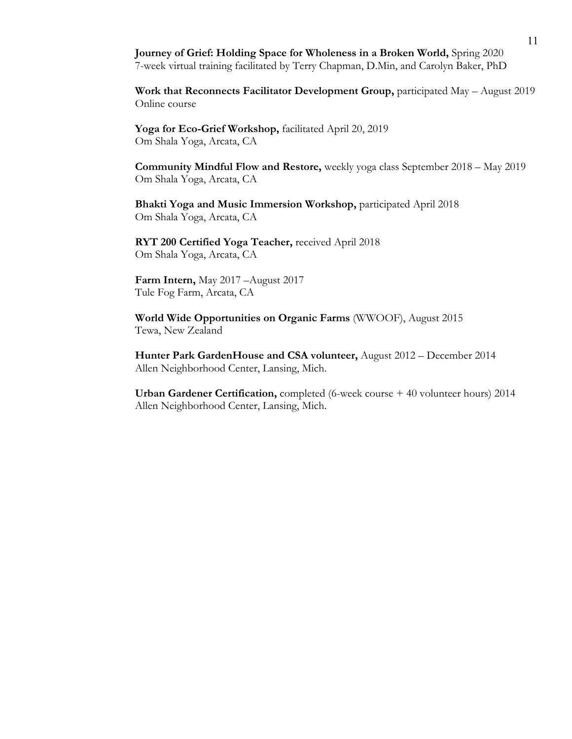**Journey of Grief: Holding Space for Wholeness in a Broken World,** Spring 2020
7-week virtual training facilitated by Terry Chapman, D.Min, and Carolyn Baker, PhD

**Work that Reconnects Facilitator Development Group,** participated May – August 2019
Online course

**Yoga for Eco-Grief Workshop,** facilitated April 20, 2019
Om Shala Yoga, Arcata, CA

**Community Mindful Flow and Restore,** weekly yoga class September 2018 – May 2019
Om Shala Yoga, Arcata, CA

**Bhakti Yoga and Music Immersion Workshop,** participated April 2018
Om Shala Yoga, Arcata, CA

**RYT 200 Certified Yoga Teacher,** received April 2018
Om Shala Yoga, Arcata, CA

**Farm Intern,** May 2017 –August 2017
Tule Fog Farm, Arcata, CA

**World Wide Opportunities on Organic Farms** (WWOOF), August 2015
Tewa, New Zealand

**Hunter Park GardenHouse and CSA volunteer,** August 2012 – December 2014
Allen Neighborhood Center, Lansing, Mich.

**Urban Gardener Certification,** completed (6-week course + 40 volunteer hours) 2014
Allen Neighborhood Center, Lansing, Mich.